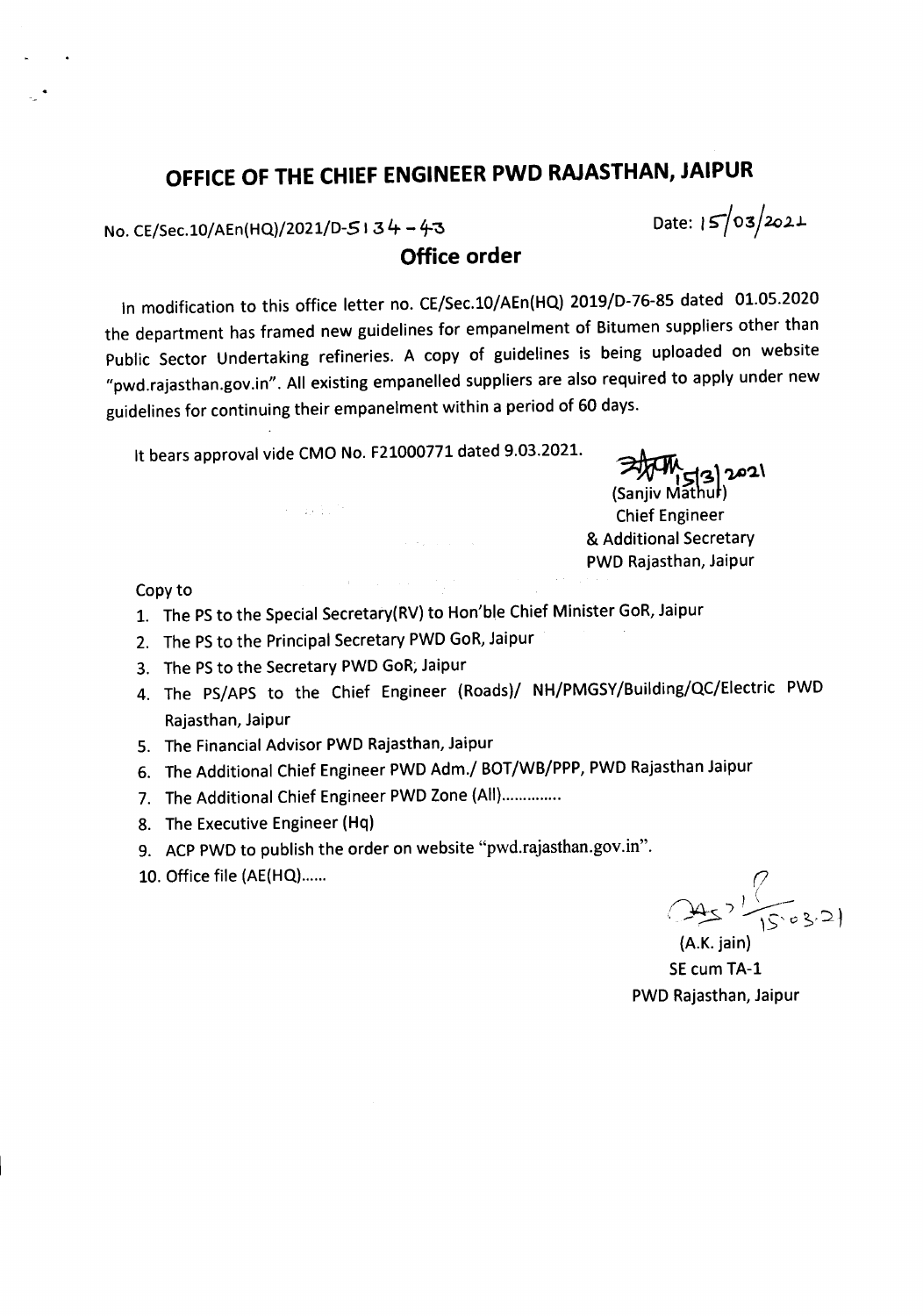# OFFICE OF THE CHIEF ENGINEER PWD RAJASTHAN, JAIPUR

No. CE/Sec.10/AEn(HQ)/2021/D-5134-43

Date: 15/03/2021

## Office order

In modification to this office letter no. CE/Sec.10/AEn(HQ) 2019/D-76-85 dated 01.05.2020 the department has framed new guidelines for empanelment of Bitumen suppliers other than Public Sector Undertaking refineries. A copy of guidelines is being uploaded on website "pwd.rajasthan.gov.in". All existing empanelled suppliers are also required to apply under new guidelines for continuing their empanelment within a period of 60 days.

It bears approval vide CMO No. F21000771 dated 9.03.2021.

15/3/2021
(Sanjiv Mathur)
Chief Engineer
& Additional Secretary
PWD Rajasthan, Jaipur

Copy to

1. The PS to the Special Secretary(RV) to Hon'ble Chief Minister GoR, Jaipur
2. The PS to the Principal Secretary PWD GoR, Jaipur
3. The PS to the Secretary PWD GoR, Jaipur
4. The PS/APS to the Chief Engineer (Roads)/ NH/PMGSY/Building/QC/Electric PWD Rajasthan, Jaipur
5. The Financial Advisor PWD Rajasthan, Jaipur
6. The Additional Chief Engineer PWD Adm./ BOT/WB/PPP, PWD Rajasthan Jaipur
7. The Additional Chief Engineer PWD Zone (All)..............
8. The Executive Engineer (Hq)
9. ACP PWD to publish the order on website "pwd.rajasthan.gov.in".
10. Office file (AE(HQ)......

15.03.21
(A.K. jain)
SE cum TA-1
PWD Rajasthan, Jaipur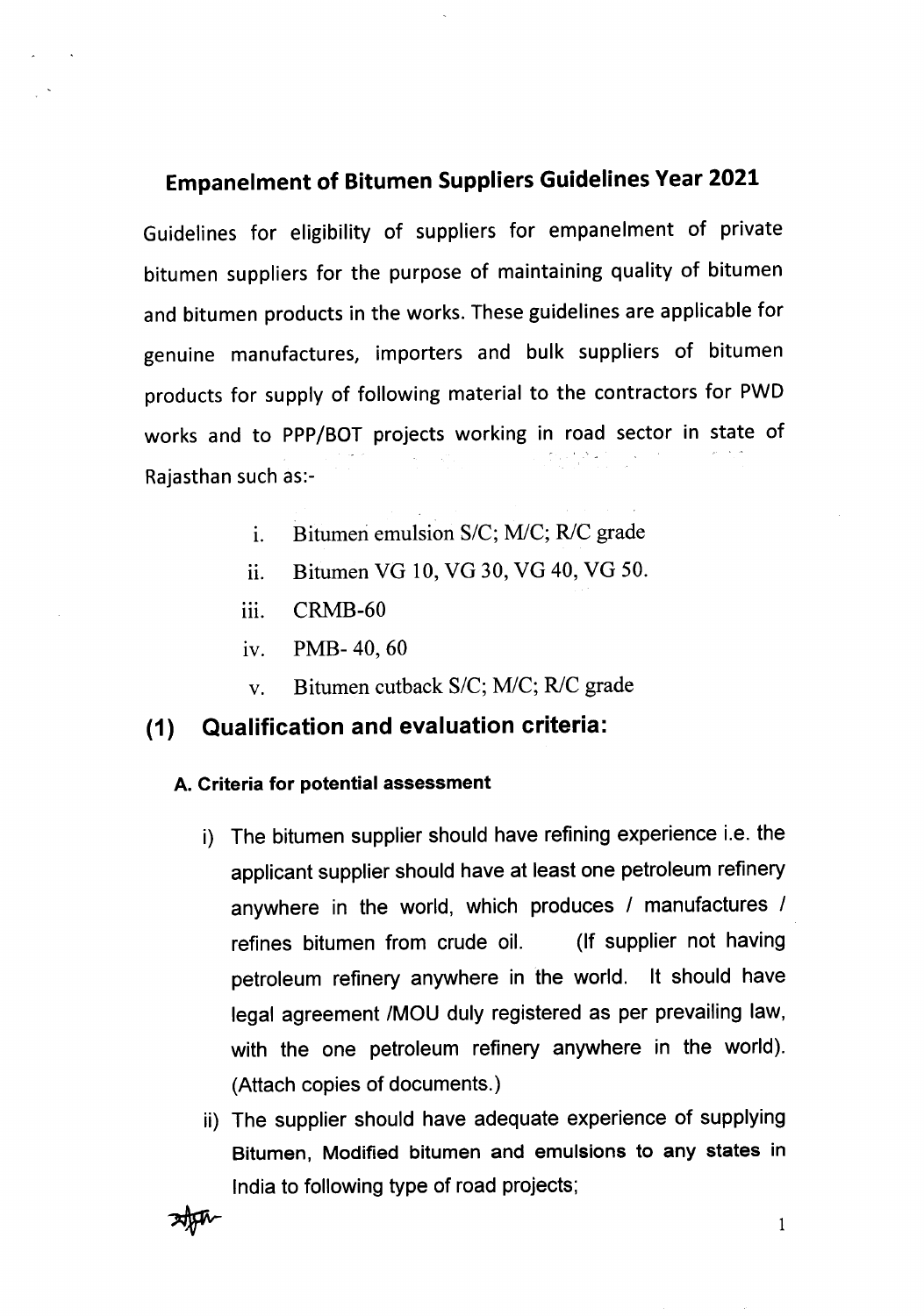## Empanelment of Bitumen Suppliers Guidelines Year 2021

Guidelines for eligibility of suppliers for empanelment of private bitumen suppliers for the purpose of maintaining quality of bitumen and bitumen products in the works. These guidelines are applicable for genuine manufactures, importers and bulk suppliers of bitumen products for supply of following material to the contractors for PWD works and to PPP/BOT projects working in road sector in state of Rajasthan such as:-

i. Bitumen emulsion S/C; M/C; R/C grade
ii. Bitumen VG 10, VG 30, VG 40, VG 50.
iii. CRMB-60
iv. PMB- 40, 60
v. Bitumen cutback S/C; M/C; R/C grade

## (1) Qualification and evaluation criteria:

#### A. Criteria for potential assessment

i) The bitumen supplier should have refining experience i.e. the applicant supplier should have at least one petroleum refinery anywhere in the world, which produces / manufactures / refines bitumen from crude oil. (If supplier not having petroleum refinery anywhere in the world. It should have legal agreement /MOU duly registered as per prevailing law, with the one petroleum refinery anywhere in the world). (Attach copies of documents.)

ii) The supplier should have adequate experience of supplying Bitumen, Modified bitumen and emulsions to any states in India to following type of road projects;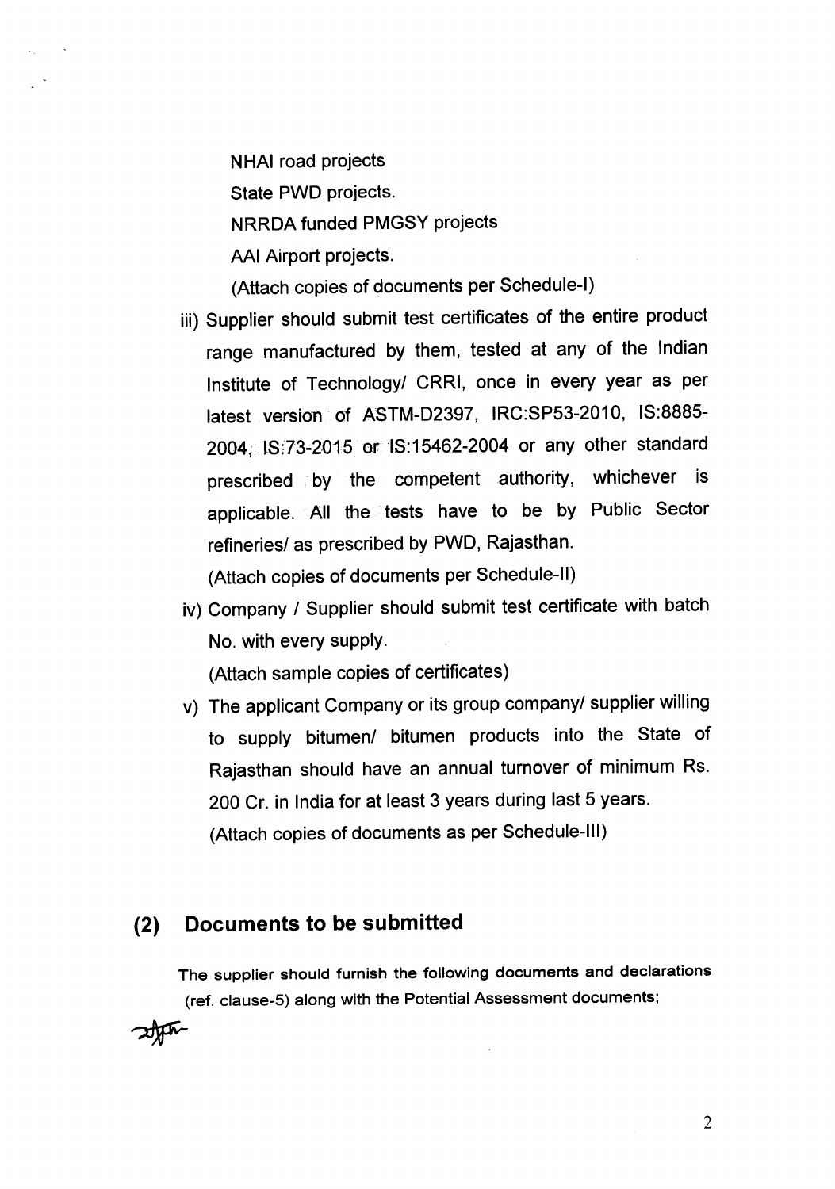NHAI road projects

State PWD projects.

NRRDA funded PMGSY projects

AAI Airport projects.

(Attach copies of documents per Schedule-I)

iii) Supplier should submit test certificates of the entire product range manufactured by them, tested at any of the Indian Institute of Technology/ CRRI, once in every year as per latest version of ASTM-D2397, IRC:SP53-2010, IS:8885-2004, IS:73-2015 or IS:15462-2004 or any other standard prescribed by the competent authority, whichever is applicable. All the tests have to be by Public Sector refineries/ as prescribed by PWD, Rajasthan.

(Attach copies of documents per Schedule-II)

iv) Company / Supplier should submit test certificate with batch No. with every supply.

(Attach sample copies of certificates)

v) The applicant Company or its group company/ supplier willing to supply bitumen/ bitumen products into the State of Rajasthan should have an annual turnover of minimum Rs. 200 Cr. in India for at least 3 years during last 5 years.

(Attach copies of documents as per Schedule-III)

## (2) Documents to be submitted

The supplier should furnish the following documents and declarations (ref. clause-5) along with the Potential Assessment documents;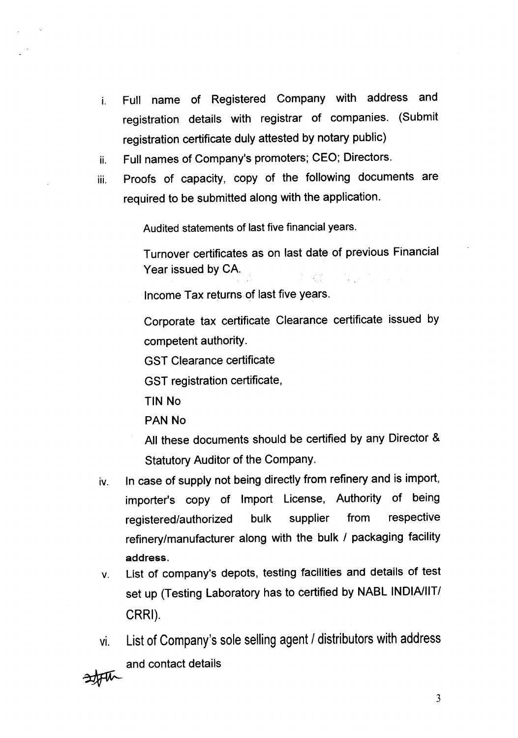i. Full name of Registered Company with address and registration details with registrar of companies. (Submit registration certificate duly attested by notary public)

ii. Full names of Company's promoters; CEO; Directors.

iii. Proofs of capacity, copy of the following documents are required to be submitted along with the application.

   Audited statements of last five financial years.

   Turnover certificates as on last date of previous Financial Year issued by CA.

   Income Tax returns of last five years.

   Corporate tax certificate Clearance certificate issued by competent authority.

   GST Clearance certificate

   GST registration certificate,

   TIN No

   PAN No

   All these documents should be certified by any Director & Statutory Auditor of the Company.

iv. In case of supply not being directly from refinery and is import, importer's copy of Import License, Authority of being registered/authorized bulk supplier from respective refinery/manufacturer along with the bulk / packaging facility **address**.

v. List of company's depots, testing facilities and details of test set up (Testing Laboratory has to certified by NABL INDIA/IIT/ CRRI).

vi. List of Company's sole selling agent / distributors with address and contact details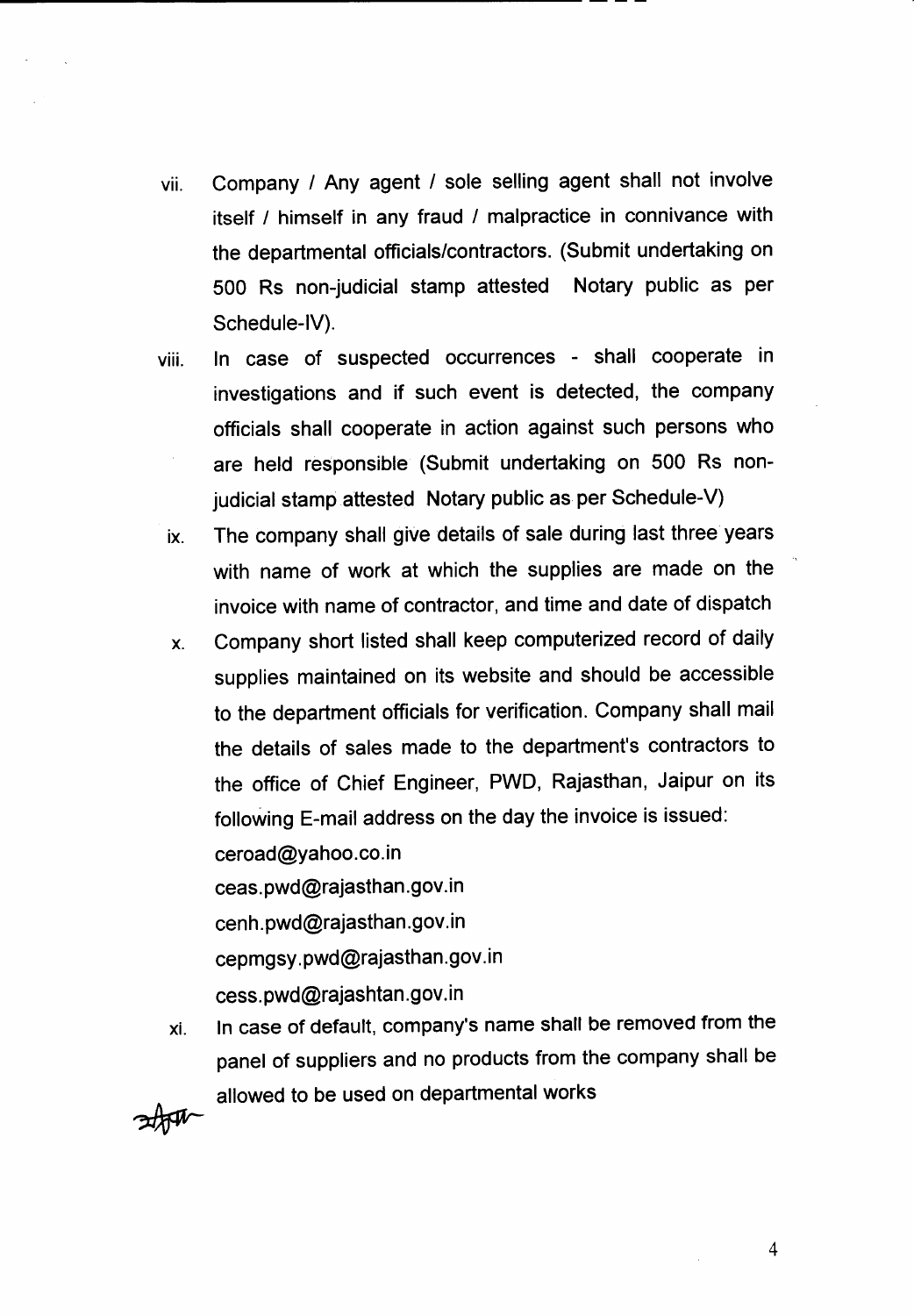vii. Company / Any agent / sole selling agent shall not involve itself / himself in any fraud / malpractice in connivance with the departmental officials/contractors. (Submit undertaking on 500 Rs non-judicial stamp attested Notary public as per Schedule-IV).

viii. In case of suspected occurrences - shall cooperate in investigations and if such event is detected, the company officials shall cooperate in action against such persons who are held responsible (Submit undertaking on 500 Rs non-judicial stamp attested Notary public as per Schedule-V)

ix. The company shall give details of sale during last three years with name of work at which the supplies are made on the invoice with name of contractor, and time and date of dispatch

x. Company short listed shall keep computerized record of daily supplies maintained on its website and should be accessible to the department officials for verification. Company shall mail the details of sales made to the department's contractors to the office of Chief Engineer, PWD, Rajasthan, Jaipur on its following E-mail address on the day the invoice is issued:
ceroad@yahoo.co.in
ceas.pwd@rajasthan.gov.in
cenh.pwd@rajasthan.gov.in
cepmgsy.pwd@rajasthan.gov.in
cess.pwd@rajashtan.gov.in

xi. In case of default, company's name shall be removed from the panel of suppliers and no products from the company shall be allowed to be used on departmental works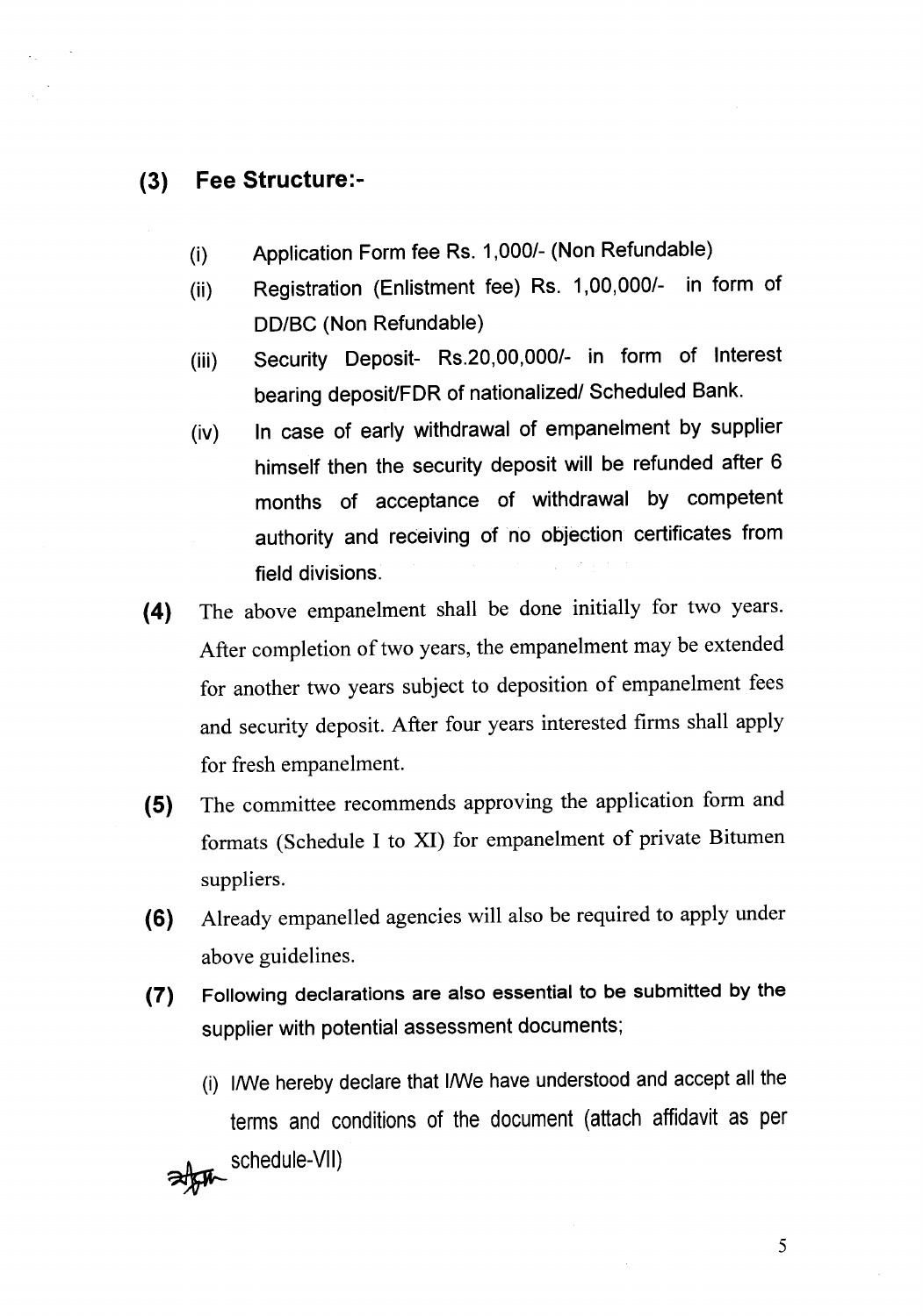## (3) Fee Structure:-

- (i) Application Form fee Rs. 1,000/- (Non Refundable)
- (ii) Registration (Enlistment fee) Rs. 1,00,000/- in form of DD/BC (Non Refundable)
- (iii) Security Deposit- Rs.20,00,000/- in form of Interest bearing deposit/FDR of nationalized/ Scheduled Bank.
- (iv) In case of early withdrawal of empanelment by supplier himself then the security deposit will be refunded after 6 months of acceptance of withdrawal by competent authority and receiving of no objection certificates from field divisions.

**(4)** The above empanelment shall be done initially for two years. After completion of two years, the empanelment may be extended for another two years subject to deposition of empanelment fees and security deposit. After four years interested firms shall apply for fresh empanelment.

**(5)** The committee recommends approving the application form and formats (Schedule I to XI) for empanelment of private Bitumen suppliers.

**(6)** Already empanelled agencies will also be required to apply under above guidelines.

**(7)** Following declarations are also essential to be submitted by the supplier with potential assessment documents;

(i) I/We hereby declare that I/We have understood and accept all the terms and conditions of the document (attach affidavit as per schedule-VII)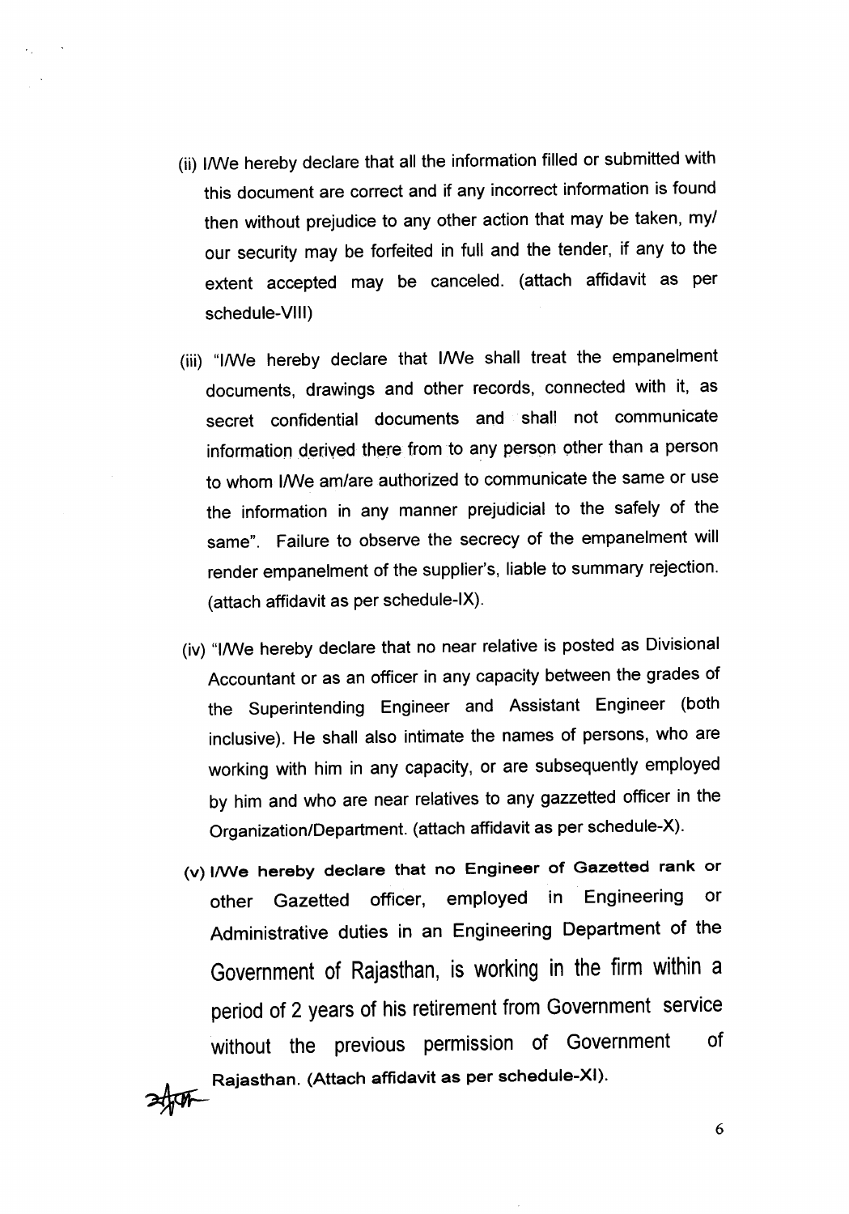(ii) I/We hereby declare that all the information filled or submitted with this document are correct and if any incorrect information is found then without prejudice to any other action that may be taken, my/ our security may be forfeited in full and the tender, if any to the extent accepted may be canceled. (attach affidavit as per schedule-VIII)

(iii) "I/We hereby declare that I/We shall treat the empanelment documents, drawings and other records, connected with it, as secret confidential documents and shall not communicate information derived there from to any person other than a person to whom I/We am/are authorized to communicate the same or use the information in any manner prejudicial to the safely of the same". Failure to observe the secrecy of the empanelment will render empanelment of the supplier's, liable to summary rejection. (attach affidavit as per schedule-IX).

(iv) "I/We hereby declare that no near relative is posted as Divisional Accountant or as an officer in any capacity between the grades of the Superintending Engineer and Assistant Engineer (both inclusive). He shall also intimate the names of persons, who are working with him in any capacity, or are subsequently employed by him and who are near relatives to any gazzetted officer in the Organization/Department. (attach affidavit as per schedule-X).

(v) I/We hereby declare that no Engineer of Gazetted rank or other Gazetted officer, employed in Engineering or Administrative duties in an Engineering Department of the Government of Rajasthan, is working in the firm within a period of 2 years of his retirement from Government service without the previous permission of Government of Rajasthan. (Attach affidavit as per schedule-XI).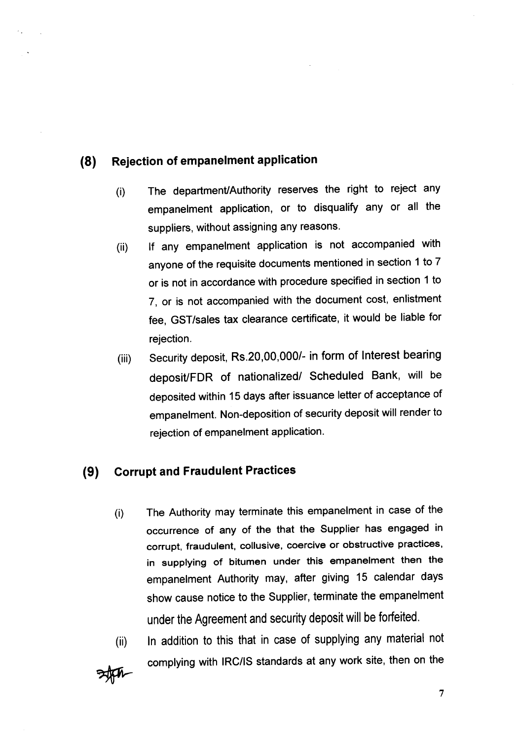## (8) Rejection of empanelment application

(i) The department/Authority reserves the right to reject any empanelment application, or to disqualify any or all the suppliers, without assigning any reasons.

(ii) If any empanelment application is not accompanied with anyone of the requisite documents mentioned in section 1 to 7 or is not in accordance with procedure specified in section 1 to 7, or is not accompanied with the document cost, enlistment fee, GST/sales tax clearance certificate, it would be liable for rejection.

(iii) Security deposit, Rs.20,00,000/- in form of Interest bearing deposit/FDR of nationalized/ Scheduled Bank, will be deposited within 15 days after issuance letter of acceptance of empanelment. Non-deposition of security deposit will render to rejection of empanelment application.

## (9) Corrupt and Fraudulent Practices

(i) The Authority may terminate this empanelment in case of the occurrence of any of the that the Supplier has engaged in corrupt, fraudulent, collusive, coercive or obstructive practices, in supplying of bitumen under this empanelment then the empanelment Authority may, after giving 15 calendar days show cause notice to the Supplier, terminate the empanelment under the Agreement and security deposit will be forfeited.

(ii) In addition to this that in case of supplying any material not complying with IRC/IS standards at any work site, then on the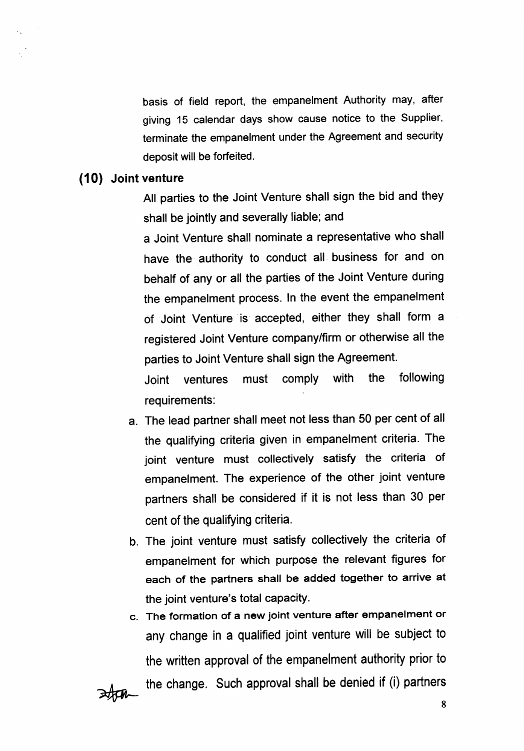basis of field report, the empanelment Authority may, after giving 15 calendar days show cause notice to the Supplier, terminate the empanelment under the Agreement and security deposit will be forfeited.

## (10) Joint venture

All parties to the Joint Venture shall sign the bid and they shall be jointly and severally liable; and

a Joint Venture shall nominate a representative who shall have the authority to conduct all business for and on behalf of any or all the parties of the Joint Venture during the empanelment process. In the event the empanelment of Joint Venture is accepted, either they shall form a registered Joint Venture company/firm or otherwise all the parties to Joint Venture shall sign the Agreement.

Joint ventures must comply with the following requirements:

a. The lead partner shall meet not less than 50 per cent of all the qualifying criteria given in empanelment criteria. The joint venture must collectively satisfy the criteria of empanelment. The experience of the other joint venture partners shall be considered if it is not less than 30 per cent of the qualifying criteria.

b. The joint venture must satisfy collectively the criteria of empanelment for which purpose the relevant figures for each of the partners shall be added together to arrive at the joint venture's total capacity.

c. The formation of a new joint venture after empanelment or any change in a qualified joint venture will be subject to the written approval of the empanelment authority prior to the change. Such approval shall be denied if (i) partners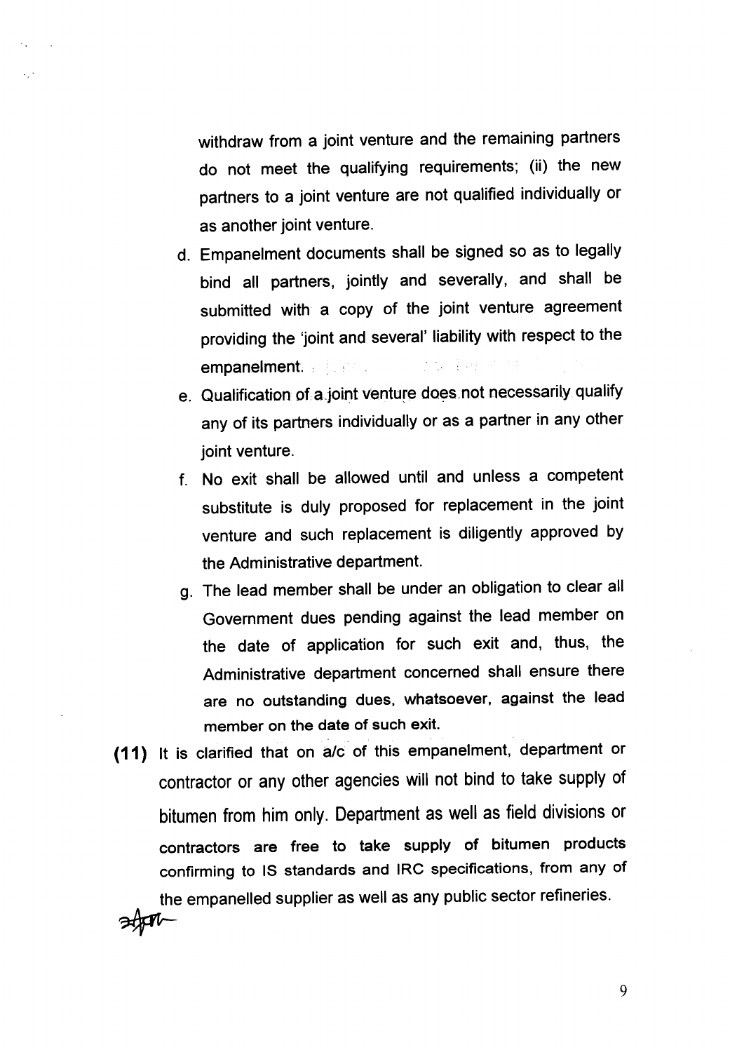withdraw from a joint venture and the remaining partners do not meet the qualifying requirements; (ii) the new partners to a joint venture are not qualified individually or as another joint venture.

d. Empanelment documents shall be signed so as to legally bind all partners, jointly and severally, and shall be submitted with a copy of the joint venture agreement providing the 'joint and several' liability with respect to the empanelment.

e. Qualification of a joint venture does not necessarily qualify any of its partners individually or as a partner in any other joint venture.

f. No exit shall be allowed until and unless a competent substitute is duly proposed for replacement in the joint venture and such replacement is diligently approved by the Administrative department.

g. The lead member shall be under an obligation to clear all Government dues pending against the lead member on the date of application for such exit and, thus, the Administrative department concerned shall ensure there are no outstanding dues, whatsoever, against the lead member on the date of such exit.

**(11)** It is clarified that on a/c of this empanelment, department or contractor or any other agencies will not bind to take supply of bitumen from him only. Department as well as field divisions or contractors are free to take supply of bitumen products confirming to IS standards and IRC specifications, from any of the empanelled supplier as well as any public sector refineries.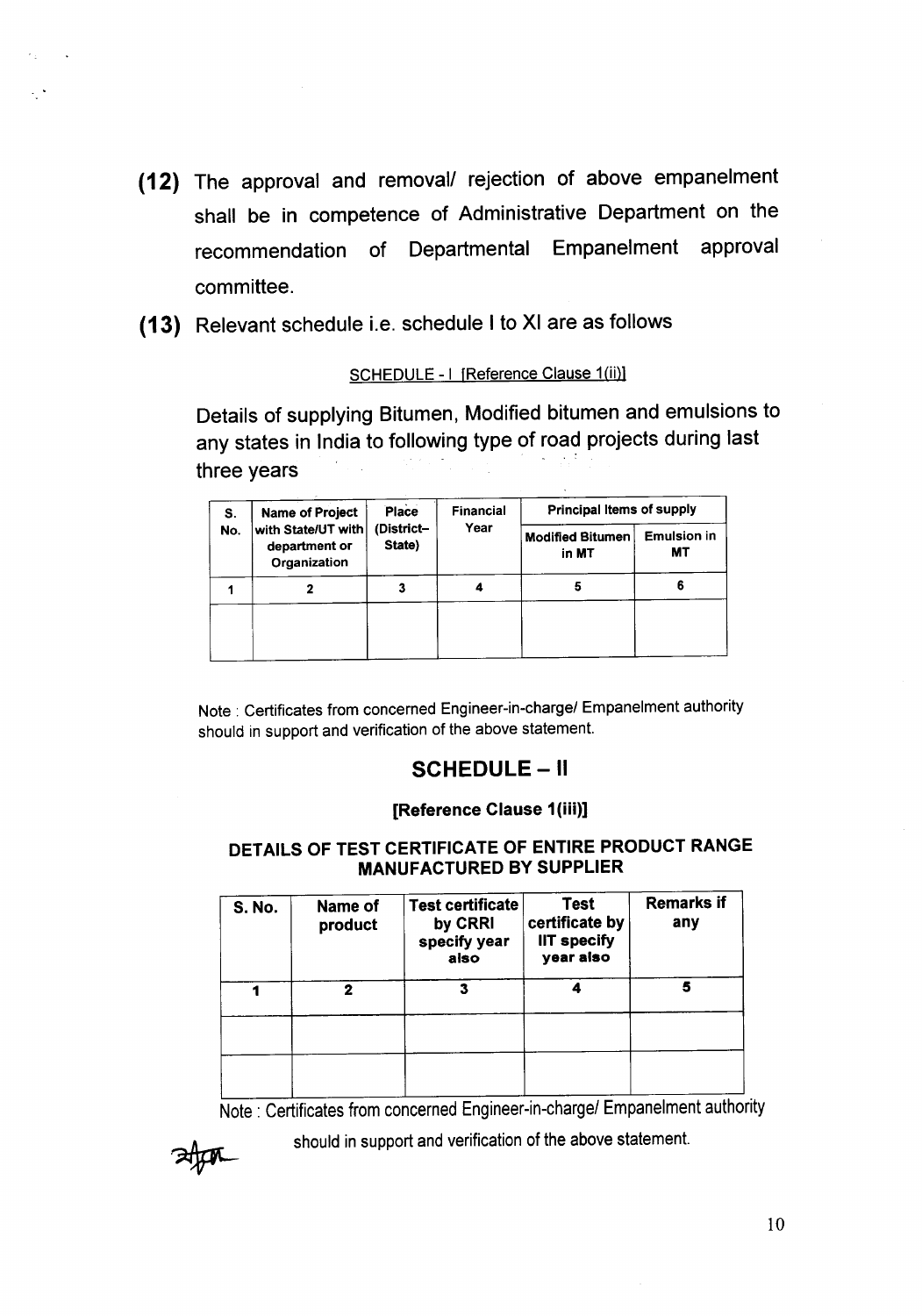**(12)** The approval and removal/ rejection of above empanelment shall be in competence of Administrative Department on the recommendation of Departmental Empanelment approval committee.

**(13)** Relevant schedule i.e. schedule I to XI are as follows

SCHEDULE - I [Reference Clause 1(ii)]

Details of supplying Bitumen, Modified bitumen and emulsions to any states in India to following type of road projects during last three years

| S. No. | Name of Project with State/UT with department or Organization | Place (District–State) | Financial Year | Principal Items of supply | |
|---|---|---|---|---|---|
| | | | | Modified Bitumen in MT | Emulsion in MT |
| 1 | 2 | 3 | 4 | 5 | 6 |
| | | | | | |

Note : Certificates from concerned Engineer-in-charge/ Empanelment authority should in support and verification of the above statement.

## SCHEDULE – II

**[Reference Clause 1(iii)]**

**DETAILS OF TEST CERTIFICATE OF ENTIRE PRODUCT RANGE MANUFACTURED BY SUPPLIER**

| S. No. | Name of product | Test certificate by CRRI specify year also | Test certificate by IIT specify year also | Remarks if any |
|---|---|---|---|---|
| 1 | 2 | 3 | 4 | 5 |
| | | | | |
| | | | | |

Note : Certificates from concerned Engineer-in-charge/ Empanelment authority should in support and verification of the above statement.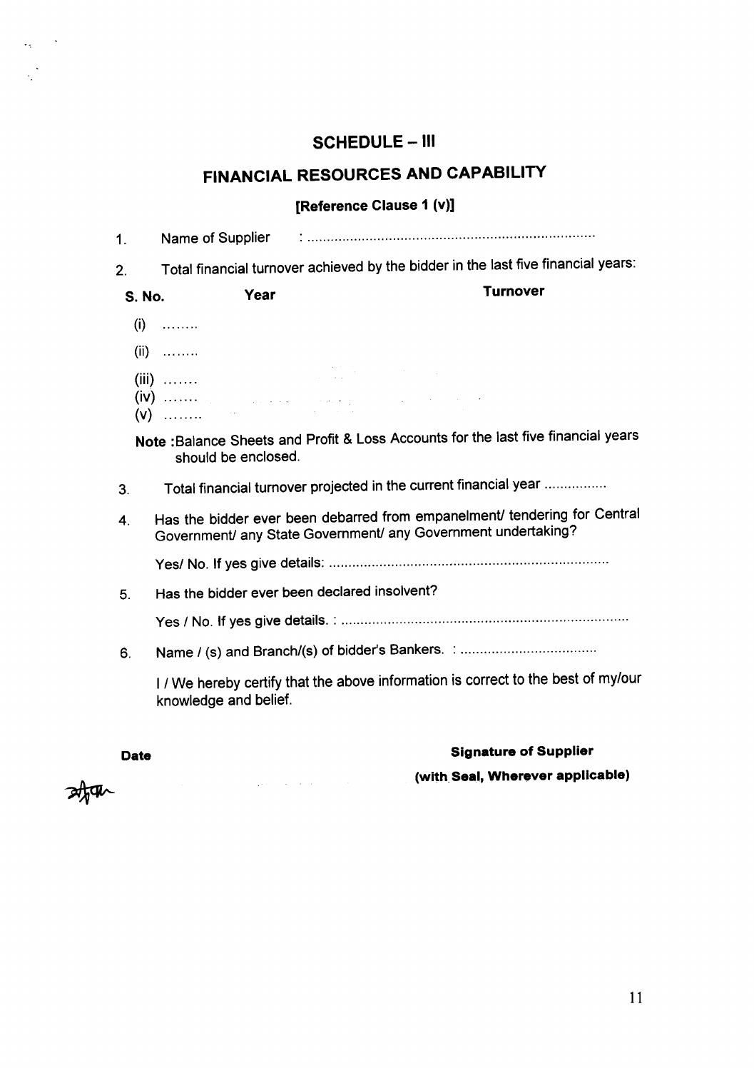# SCHEDULE – III

## FINANCIAL RESOURCES AND CAPABILITY

**[Reference Clause 1 (v)]**

1. Name of Supplier : ..........................................................................

2. Total financial turnover achieved by the bidder in the last five financial years:

| S. No. | Year | Turnover |
|---|---|---|
| (i) | ........ | |
| (ii) | ........ | |
| (iii) | ....... | |
| (iv) | ....... | |
| (v) | ........ | |

**Note :** Balance Sheets and Profit & Loss Accounts for the last five financial years should be enclosed.

3. Total financial turnover projected in the current financial year ................

4. Has the bidder ever been debarred from empanelment/ tendering for Central Government/ any State Government/ any Government undertaking?

   Yes/ No. If yes give details: ........................................................................

5. Has the bidder ever been declared insolvent?

   Yes / No. If yes give details. : ........................................................................

6. Name / (s) and Branch/(s) of bidder's Bankers. : ...................................

   I / We hereby certify that the above information is correct to the best of my/our knowledge and belief.

**Date** **Signature of Supplier**

**(with Seal, Wherever applicable)**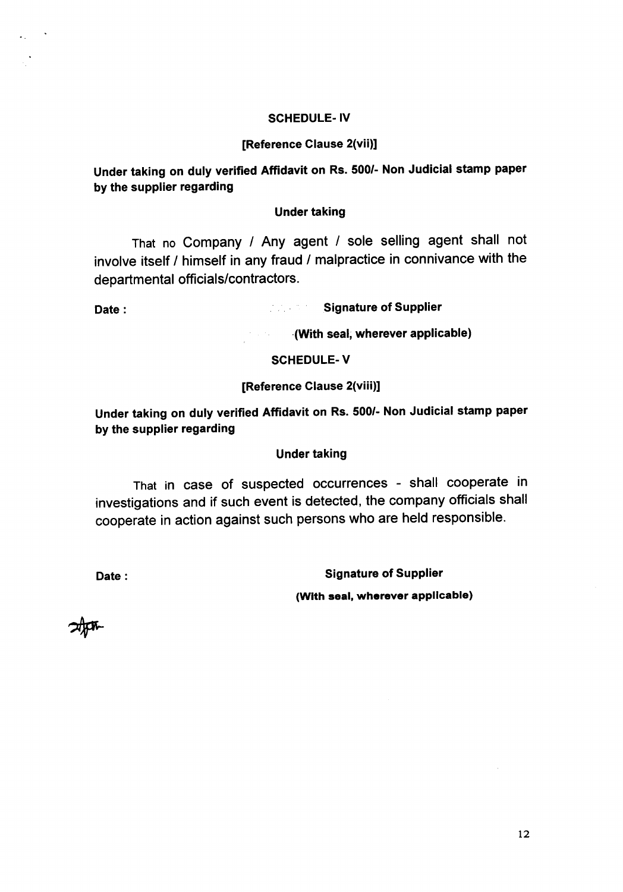**SCHEDULE- IV**

**[Reference Clause 2(vii)]**

**Under taking on duly verified Affidavit on Rs. 500/- Non Judicial stamp paper by the supplier regarding**

**Under taking**

That no Company / Any agent / sole selling agent shall not involve itself / himself in any fraud / malpractice in connivance with the departmental officials/contractors.

**Date :** **Signature of Supplier**

**(With seal, wherever applicable)**

**SCHEDULE- V**

**[Reference Clause 2(viii)]**

**Under taking on duly verified Affidavit on Rs. 500/- Non Judicial stamp paper by the supplier regarding**

**Under taking**

That in case of suspected occurrences - shall cooperate in investigations and if such event is detected, the company officials shall cooperate in action against such persons who are held responsible.

**Date :** **Signature of Supplier**

**(With seal, wherever applicable)**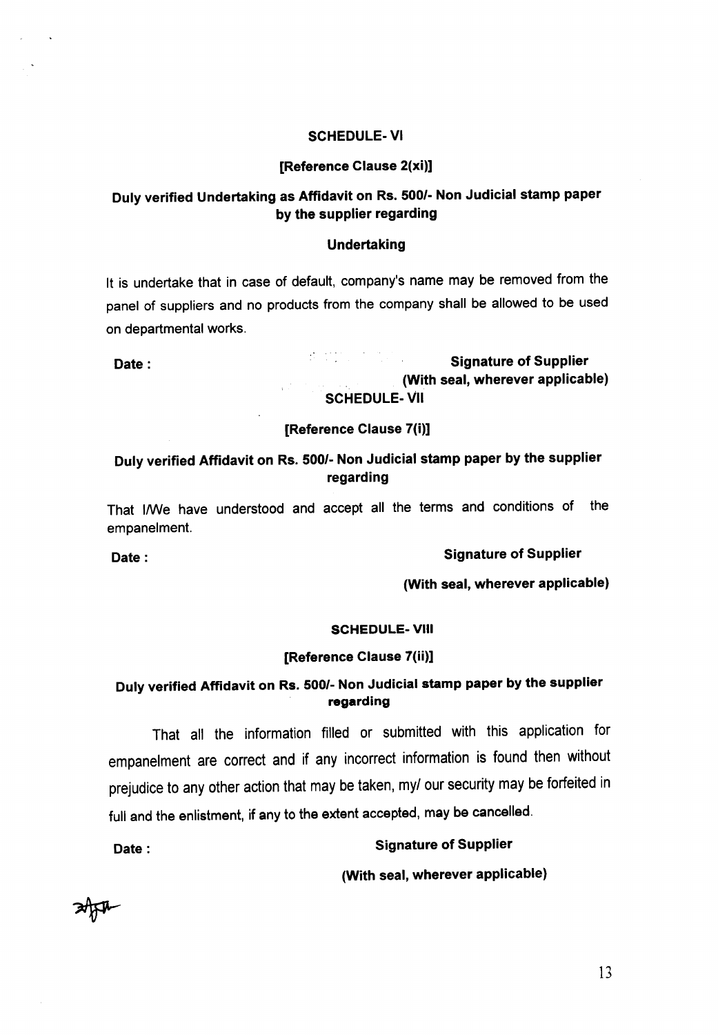## SCHEDULE- VI

**[Reference Clause 2(xi)]**

**Duly verified Undertaking as Affidavit on Rs. 500/- Non Judicial stamp paper by the supplier regarding**

**Undertaking**

It is undertake that in case of default, company's name may be removed from the panel of suppliers and no products from the company shall be allowed to be used on departmental works.

**Date :** **Signature of Supplier**

**(With seal, wherever applicable)**

## SCHEDULE- VII

**[Reference Clause 7(i)]**

**Duly verified Affidavit on Rs. 500/- Non Judicial stamp paper by the supplier regarding**

That I/We have understood and accept all the terms and conditions of the empanelment.

**Date :** **Signature of Supplier**

**(With seal, wherever applicable)**

## SCHEDULE- VIII

**[Reference Clause 7(ii)]**

**Duly verified Affidavit on Rs. 500/- Non Judicial stamp paper by the supplier regarding**

That all the information filled or submitted with this application for empanelment are correct and if any incorrect information is found then without prejudice to any other action that may be taken, my/ our security may be forfeited in full and the enlistment, if any to the extent accepted, may be cancelled.

**Date :** **Signature of Supplier**

**(With seal, wherever applicable)**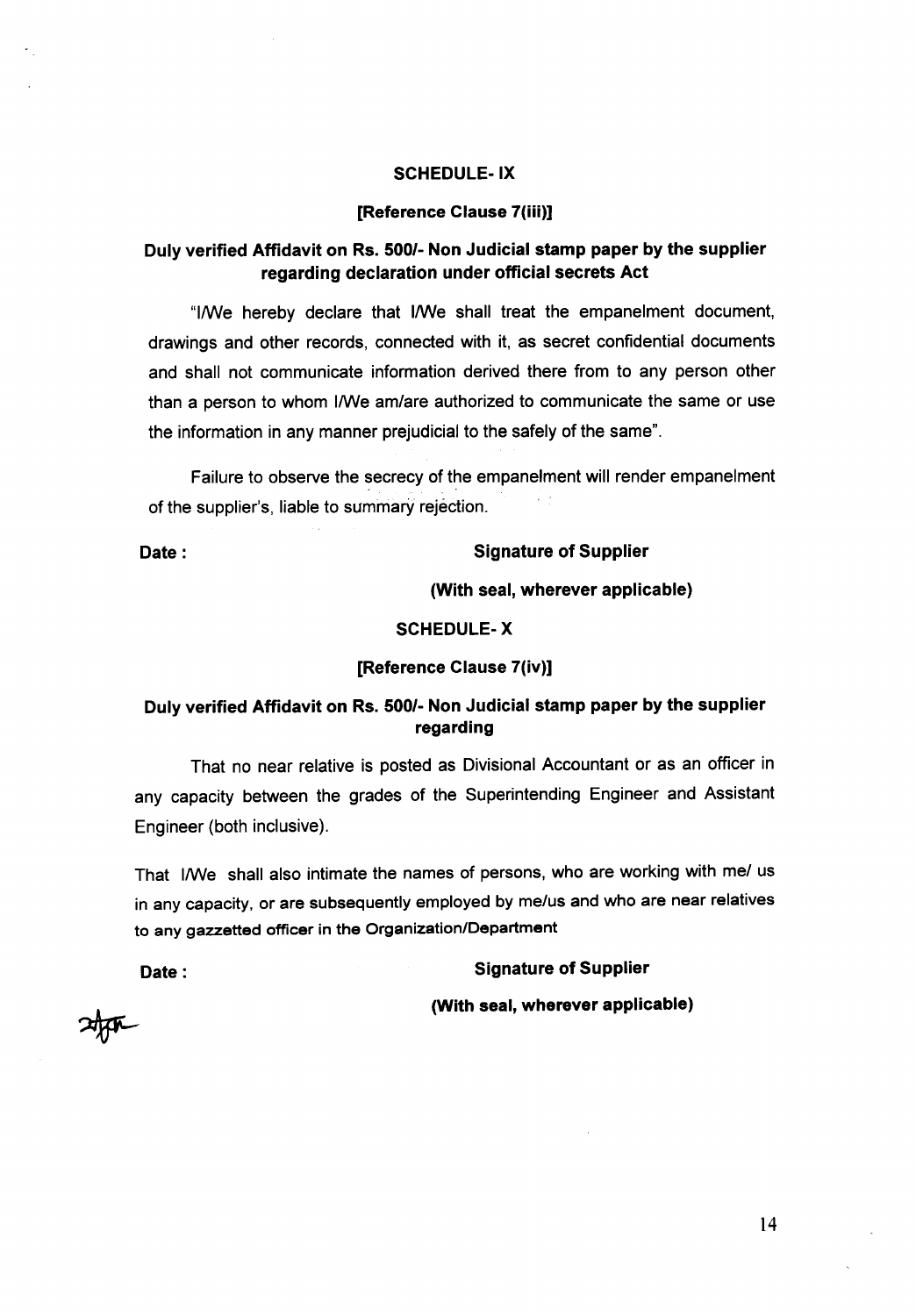## SCHEDULE- IX

**[Reference Clause 7(iii)]**

**Duly verified Affidavit on Rs. 500/- Non Judicial stamp paper by the supplier regarding declaration under official secrets Act**

"I/We hereby declare that I/We shall treat the empanelment document, drawings and other records, connected with it, as secret confidential documents and shall not communicate information derived there from to any person other than a person to whom I/We am/are authorized to communicate the same or use the information in any manner prejudicial to the safely of the same".

Failure to observe the secrecy of the empanelment will render empanelment of the supplier's, liable to summary rejection.

**Date :** **Signature of Supplier**

**(With seal, wherever applicable)**

## SCHEDULE- X

**[Reference Clause 7(iv)]**

**Duly verified Affidavit on Rs. 500/- Non Judicial stamp paper by the supplier regarding**

That no near relative is posted as Divisional Accountant or as an officer in any capacity between the grades of the Superintending Engineer and Assistant Engineer (both inclusive).

That I/We shall also intimate the names of persons, who are working with me/ us in any capacity, or are subsequently employed by me/us and who are near relatives to any gazzetted officer in the Organization/Department

**Date :** **Signature of Supplier**

**(With seal, wherever applicable)**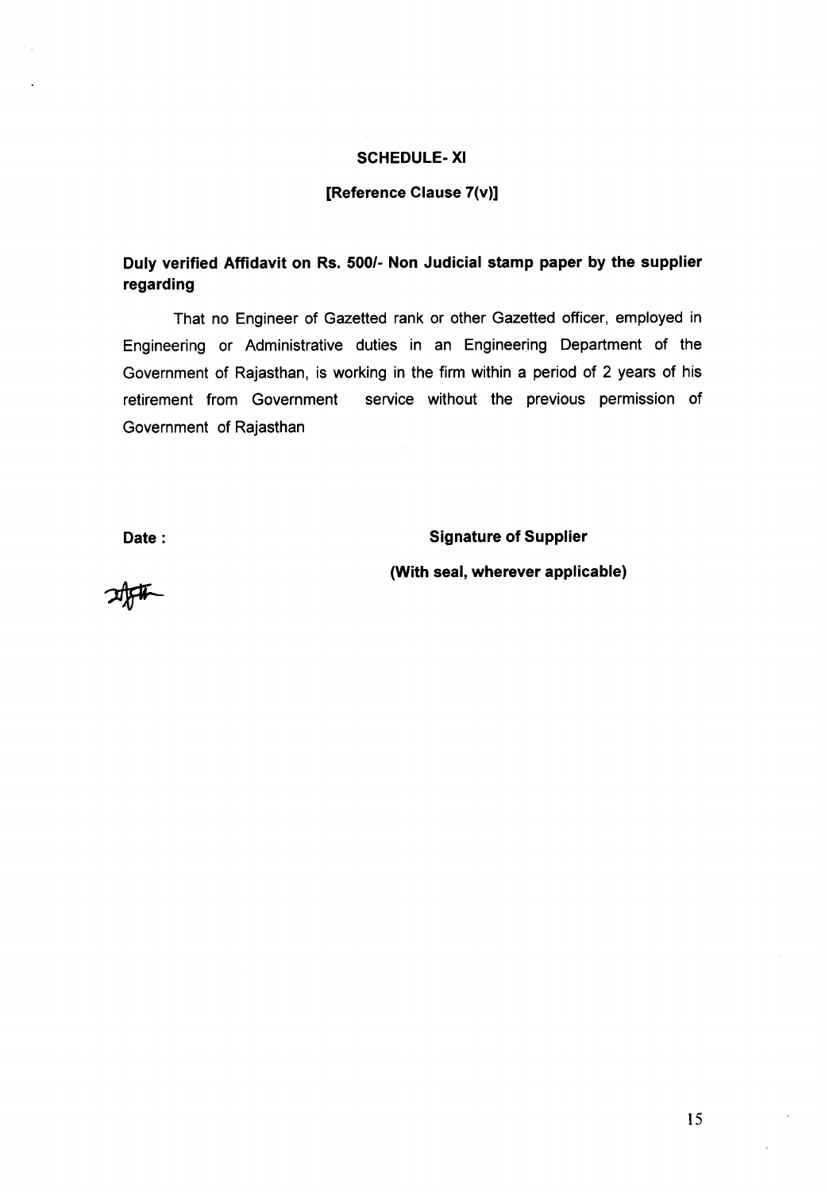**SCHEDULE- XI**

**[Reference Clause 7(v)]**

**Duly verified Affidavit on Rs. 500/- Non Judicial stamp paper by the supplier regarding**

That no Engineer of Gazetted rank or other Gazetted officer, employed in Engineering or Administrative duties in an Engineering Department of the Government of Rajasthan, is working in the firm within a period of 2 years of his retirement from Government service without the previous permission of Government of Rajasthan

**Date :** **Signature of Supplier**

**(With seal, wherever applicable)**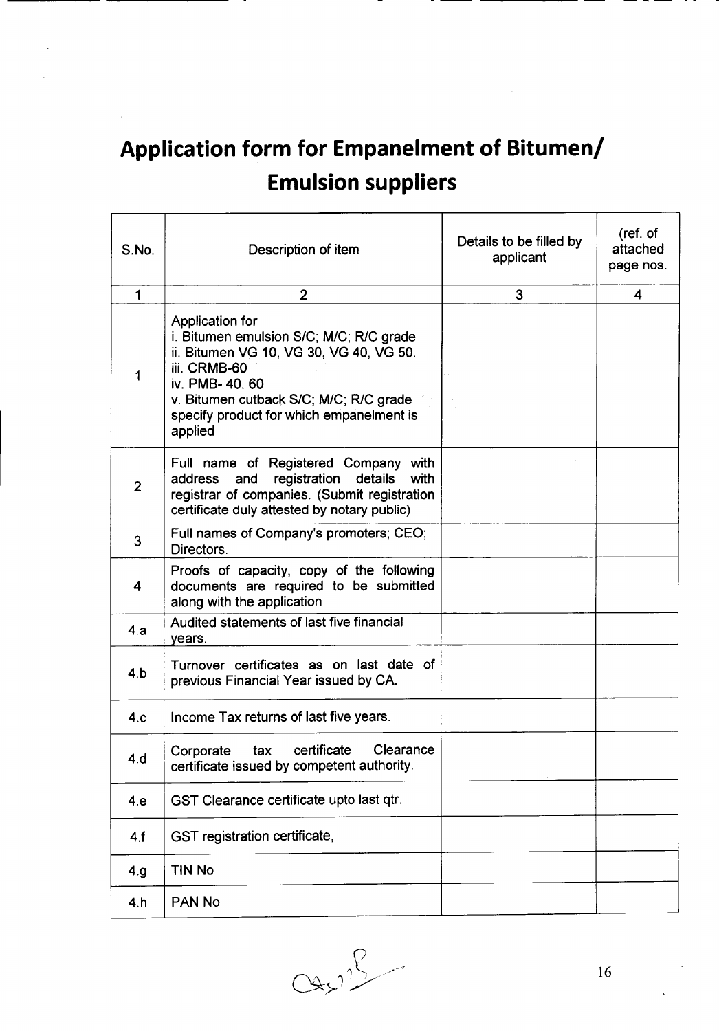# Application form for Empanelment of Bitumen/ Emulsion suppliers

| S.No. | Description of item | Details to be filled by applicant | (ref. of attached page nos. |
|---|---|---|---|
| 1 | 2 | 3 | 4 |
| 1 | Application for<br>i. Bitumen emulsion S/C; M/C; R/C grade<br>ii. Bitumen VG 10, VG 30, VG 40, VG 50.<br>iii. CRMB-60<br>iv. PMB- 40, 60<br>v. Bitumen cutback S/C; M/C; R/C grade<br>specify product for which empanelment is applied | | |
| 2 | Full name of Registered Company with address and registration details with registrar of companies. (Submit registration certificate duly attested by notary public) | | |
| 3 | Full names of Company's promoters; CEO; Directors. | | |
| 4 | Proofs of capacity, copy of the following documents are required to be submitted along with the application | | |
| 4.a | Audited statements of last five financial years. | | |
| 4.b | Turnover certificates as on last date of previous Financial Year issued by CA. | | |
| 4.c | Income Tax returns of last five years. | | |
| 4.d | Corporate tax certificate Clearance certificate issued by competent authority. | | |
| 4.e | GST Clearance certificate upto last qtr. | | |
| 4.f | GST registration certificate, | | |
| 4.g | TIN No | | |
| 4.h | PAN No | | |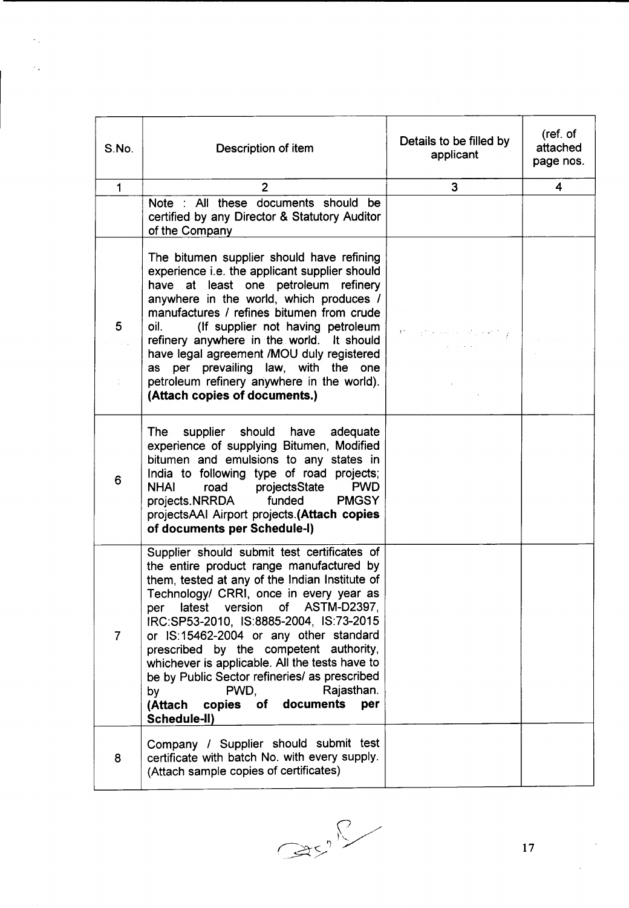| S.No. | Description of item | Details to be filled by applicant | (ref. of attached page nos. |
|---|---|---|---|
| 1 | 2 | 3 | 4 |
| | Note : All these documents should be certified by any Director & Statutory Auditor of the Company | | |
| 5 | The bitumen supplier should have refining experience i.e. the applicant supplier should have at least one petroleum refinery anywhere in the world, which produces / manufactures / refines bitumen from crude oil. (If supplier not having petroleum refinery anywhere in the world. It should have legal agreement /MOU duly registered as per prevailing law, with the one petroleum refinery anywhere in the world). **(Attach copies of documents.)** | | |
| 6 | The supplier should have adequate experience of supplying Bitumen, Modified bitumen and emulsions to any states in India to following type of road projects; NHAI road projectsState PWD projects.NRRDA funded PMGSY projectsAAI Airport projects.**(Attach copies of documents per Schedule-I)** | | |
| 7 | Supplier should submit test certificates of the entire product range manufactured by them, tested at any of the Indian Institute of Technology/ CRRI, once in every year as per latest version of ASTM-D2397, IRC:SP53-2010, IS:8885-2004, IS:73-2015 or IS:15462-2004 or any other standard prescribed by the competent authority, whichever is applicable. All the tests have to be by Public Sector refineries/ as prescribed by PWD, Rajasthan. **(Attach copies of documents per Schedule-II)** | | |
| 8 | Company / Supplier should submit test certificate with batch No. with every supply. (Attach sample copies of certificates) | | |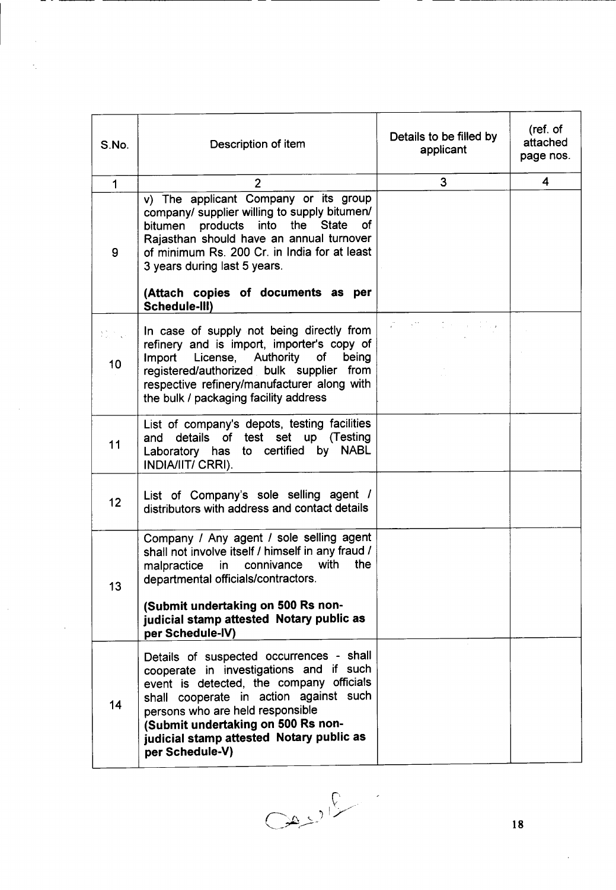| S.No. | Description of item | Details to be filled by applicant | (ref. of attached page nos. |
|---|---|---|---|
| 1 | 2 | 3 | 4 |
| 9 | v) The applicant Company or its group company/ supplier willing to supply bitumen/ bitumen products into the State of Rajasthan should have an annual turnover of minimum Rs. 200 Cr. in India for at least 3 years during last 5 years. **(Attach copies of documents as per Schedule-III)** | | |
| 10 | In case of supply not being directly from refinery and is import, importer's copy of Import License, Authority of being registered/authorized bulk supplier from respective refinery/manufacturer along with the bulk / packaging facility address | | |
| 11 | List of company's depots, testing facilities and details of test set up (Testing Laboratory has to certified by NABL INDIA/IIT/ CRRI). | | |
| 12 | List of Company's sole selling agent / distributors with address and contact details | | |
| 13 | Company / Any agent / sole selling agent shall not involve itself / himself in any fraud / malpractice in connivance with the departmental officials/contractors. **(Submit undertaking on 500 Rs non-judicial stamp attested Notary public as per Schedule-IV)** | | |
| 14 | Details of suspected occurrences - shall cooperate in investigations and if such event is detected, the company officials shall cooperate in action against such persons who are held responsible **(Submit undertaking on 500 Rs non-judicial stamp attested Notary public as per Schedule-V)** | | |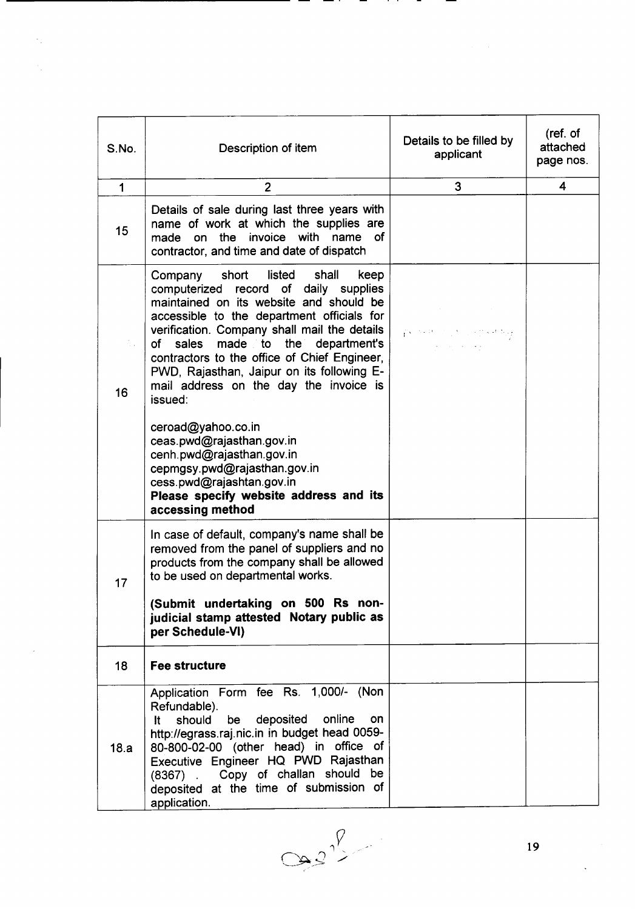| S.No. | Description of item | Details to be filled by applicant | (ref. of attached page nos. |
|---|---|---|---|
| 1 | 2 | 3 | 4 |
| 15 | Details of sale during last three years with name of work at which the supplies are made on the invoice with name of contractor, and time and date of dispatch | | |
| 16 | Company short listed shall keep computerized record of daily supplies maintained on its website and should be accessible to the department officials for verification. Company shall mail the details of sales made to the department's contractors to the office of Chief Engineer, PWD, Rajasthan, Jaipur on its following E-mail address on the day the invoice is issued:<br><br>ceroad@yahoo.co.in<br>ceas.pwd@rajasthan.gov.in<br>cenh.pwd@rajasthan.gov.in<br>cepmgsy.pwd@rajasthan.gov.in<br>cess.pwd@rajashtan.gov.in<br>**Please specify website address and its accessing method** | | |
| 17 | In case of default, company's name shall be removed from the panel of suppliers and no products from the company shall be allowed to be used on departmental works.<br><br>**(Submit undertaking on 500 Rs non-judicial stamp attested Notary public as per Schedule-VI)** | | |
| 18 | **Fee structure** | | |
| 18.a | Application Form fee Rs. 1,000/- (Non Refundable).<br>It should be deposited online on http://egrass.raj.nic.in in budget head 0059-80-800-02-00 (other head) in office of Executive Engineer HQ PWD Rajasthan (8367) . Copy of challan should be deposited at the time of submission of application. | | |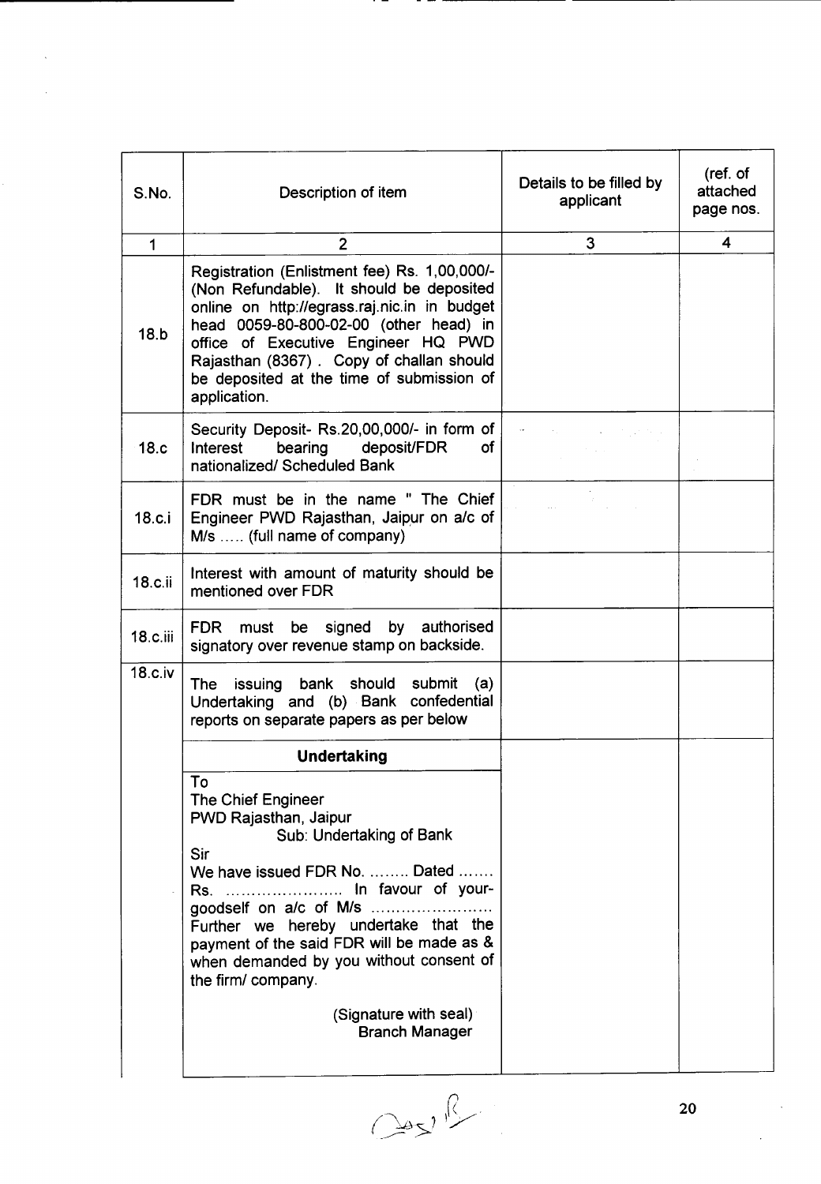| S.No. | Description of item | Details to be filled by applicant | (ref. of attached page nos. |
|---|---|---|---|
| 1 | 2 | 3 | 4 |
| 18.b | Registration (Enlistment fee) Rs. 1,00,000/- (Non Refundable). It should be deposited online on http://egrass.raj.nic.in in budget head 0059-80-800-02-00 (other head) in office of Executive Engineer HQ PWD Rajasthan (8367) . Copy of challan should be deposited at the time of submission of application. | | |
| 18.c | Security Deposit- Rs.20,00,000/- in form of Interest bearing deposit/FDR of nationalized/ Scheduled Bank | | |
| 18.c.i | FDR must be in the name " The Chief Engineer PWD Rajasthan, Jaipur on a/c of M/s ..... (full name of company) | | |
| 18.c.ii | Interest with amount of maturity should be mentioned over FDR | | |
| 18.c.iii | FDR must be signed by authorised signatory over revenue stamp on backside. | | |
| 18.c.iv | The issuing bank should submit (a) Undertaking and (b) Bank confedential reports on separate papers as per below | | |
| | **Undertaking**<br><br>To<br>The Chief Engineer<br>PWD Rajasthan, Jaipur<br>Sub: Undertaking of Bank<br>Sir<br>We have issued FDR No. ........ Dated ....... Rs. ...................... In favour of your-goodself on a/c of M/s ....................... Further we hereby undertake that the payment of the said FDR will be made as & when demanded by you without consent of the firm/ company.<br><br>(Signature with seal)<br>Branch Manager | | |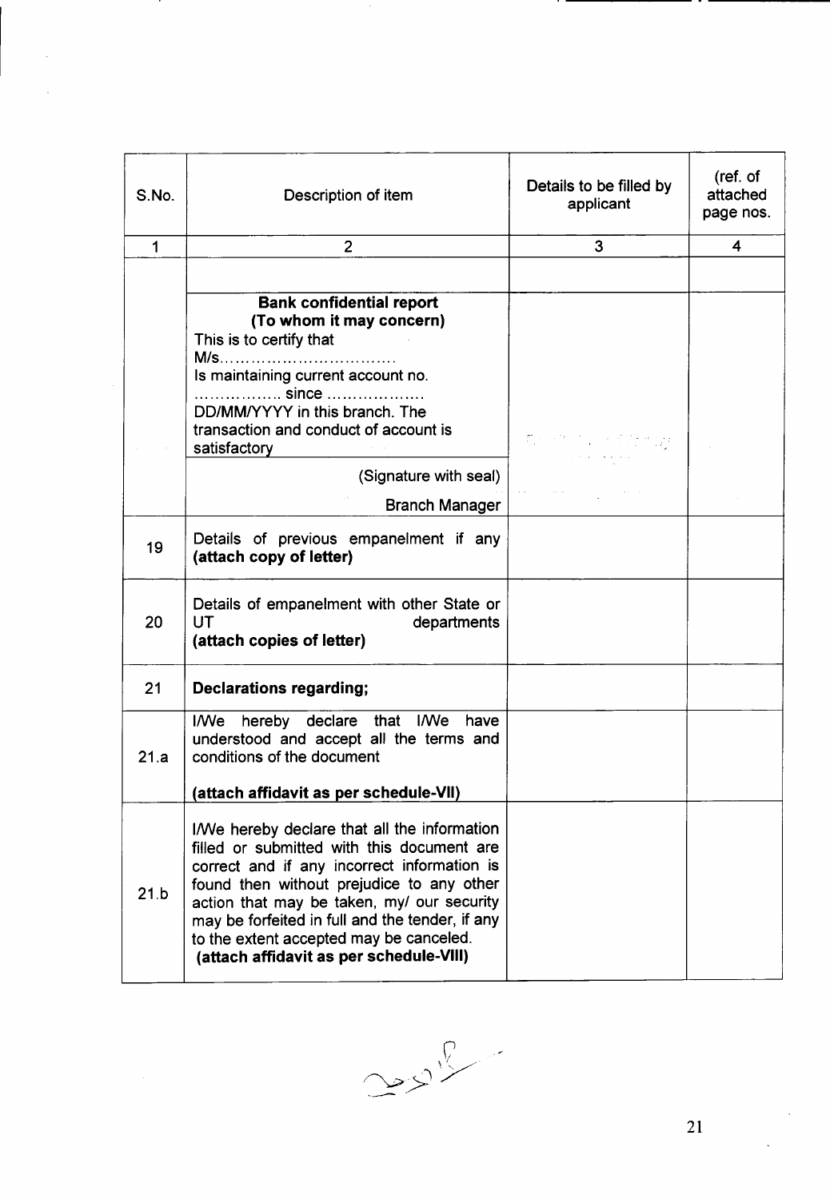| S.No. | Description of item | Details to be filled by applicant | (ref. of attached page nos. |
|---|---|---|---|
| 1 | 2 | 3 | 4 |
| | | | |
| | **Bank confidential report (To whom it may concern)** This is to certify that M/s…………………………… Is maintaining current account no. ……………. since ……………… DD/MM/YYYY in this branch. The transaction and conduct of account is satisfactory (Signature with seal) Branch Manager | | |
| 19 | Details of previous empanelment if any **(attach copy of letter)** | | |
| 20 | Details of empanelment with other State or UT departments **(attach copies of letter)** | | |
| 21 | **Declarations regarding;** | | |
| 21.a | I/We hereby declare that I/We have understood and accept all the terms and conditions of the document **(attach affidavit as per schedule-VII)** | | |
| 21.b | I/We hereby declare that all the information filled or submitted with this document are correct and if any incorrect information is found then without prejudice to any other action that may be taken, my/ our security may be forfeited in full and the tender, if any to the extent accepted may be canceled. **(attach affidavit as per schedule-VIII)** | | |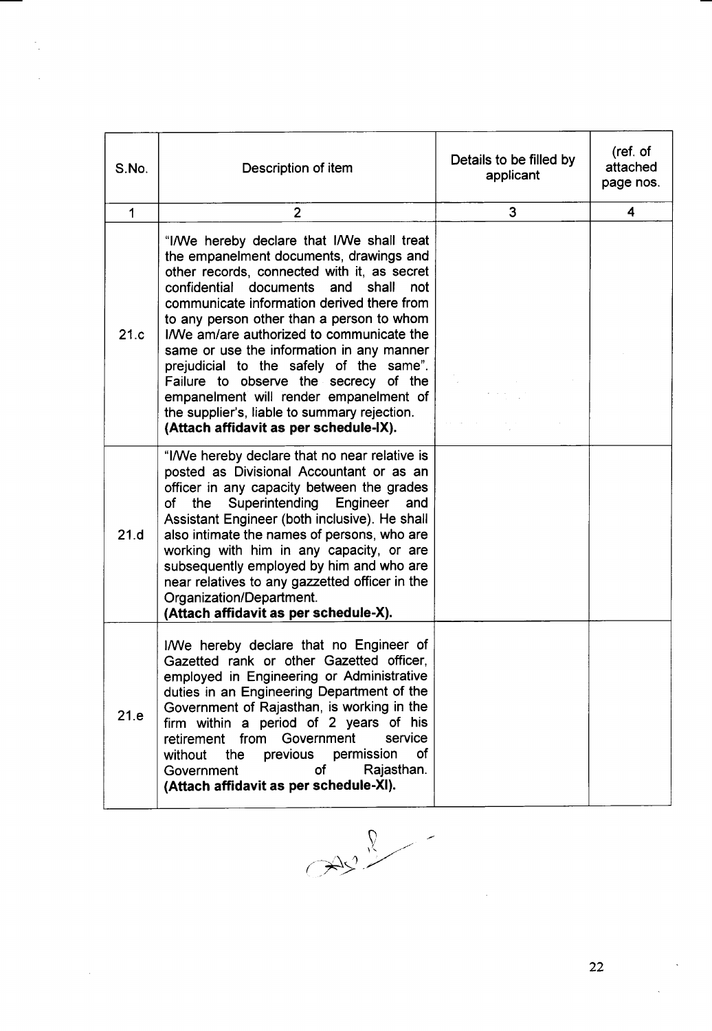| S.No. | Description of item | Details to be filled by applicant | (ref. of attached page nos. |
|---|---|---|---|
| 1 | 2 | 3 | 4 |
| 21.c | "I/We hereby declare that I/We shall treat the empanelment documents, drawings and other records, connected with it, as secret confidential documents and shall not communicate information derived there from to any person other than a person to whom I/We am/are authorized to communicate the same or use the information in any manner prejudicial to the safely of the same". Failure to observe the secrecy of the empanelment will render empanelment of the supplier's, liable to summary rejection. **(Attach affidavit as per schedule-IX).** | | |
| 21.d | "I/We hereby declare that no near relative is posted as Divisional Accountant or as an officer in any capacity between the grades of the Superintending Engineer and Assistant Engineer (both inclusive). He shall also intimate the names of persons, who are working with him in any capacity, or are subsequently employed by him and who are near relatives to any gazzetted officer in the Organization/Department. **(Attach affidavit as per schedule-X).** | | |
| 21.e | I/We hereby declare that no Engineer of Gazetted rank or other Gazetted officer, employed in Engineering or Administrative duties in an Engineering Department of the Government of Rajasthan, is working in the firm within a period of 2 years of his retirement from Government service without the previous permission of Government of Rajasthan. **(Attach affidavit as per schedule-XI).** | | |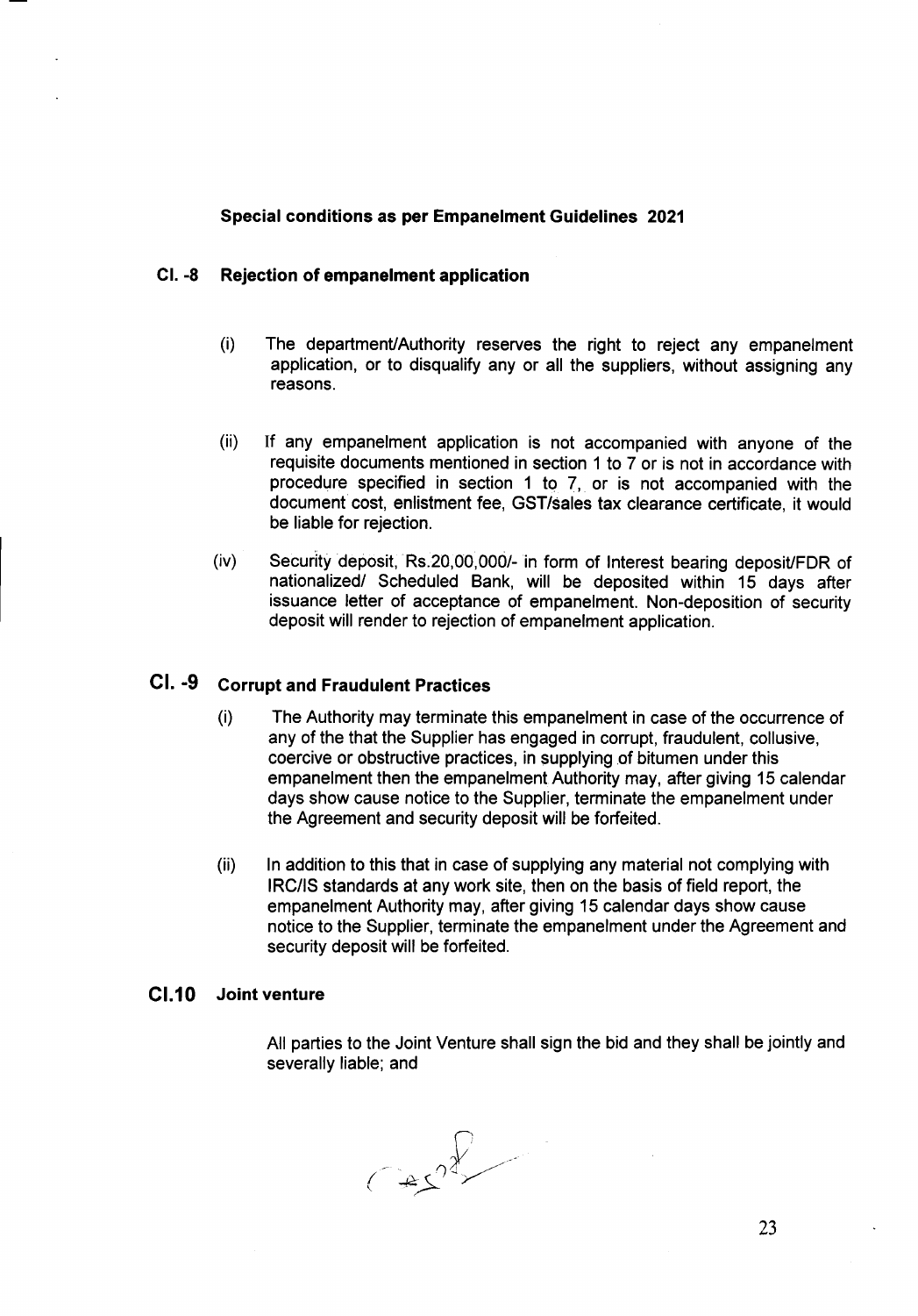**Special conditions as per Empanelment Guidelines 2021**

**Cl. -8 Rejection of empanelment application**

(i) The department/Authority reserves the right to reject any empanelment application, or to disqualify any or all the suppliers, without assigning any reasons.

(ii) If any empanelment application is not accompanied with anyone of the requisite documents mentioned in section 1 to 7 or is not in accordance with procedure specified in section 1 to 7, or is not accompanied with the document cost, enlistment fee, GST/sales tax clearance certificate, it would be liable for rejection.

(iv) Security deposit, Rs.20,00,000/- in form of Interest bearing deposit/FDR of nationalized/ Scheduled Bank, will be deposited within 15 days after issuance letter of acceptance of empanelment. Non-deposition of security deposit will render to rejection of empanelment application.

**Cl. -9 Corrupt and Fraudulent Practices**

(i) The Authority may terminate this empanelment in case of the occurrence of any of the that the Supplier has engaged in corrupt, fraudulent, collusive, coercive or obstructive practices, in supplying of bitumen under this empanelment then the empanelment Authority may, after giving 15 calendar days show cause notice to the Supplier, terminate the empanelment under the Agreement and security deposit will be forfeited.

(ii) In addition to this that in case of supplying any material not complying with IRC/IS standards at any work site, then on the basis of field report, the empanelment Authority may, after giving 15 calendar days show cause notice to the Supplier, terminate the empanelment under the Agreement and security deposit will be forfeited.

**Cl.10 Joint venture**

All parties to the Joint Venture shall sign the bid and they shall be jointly and severally liable; and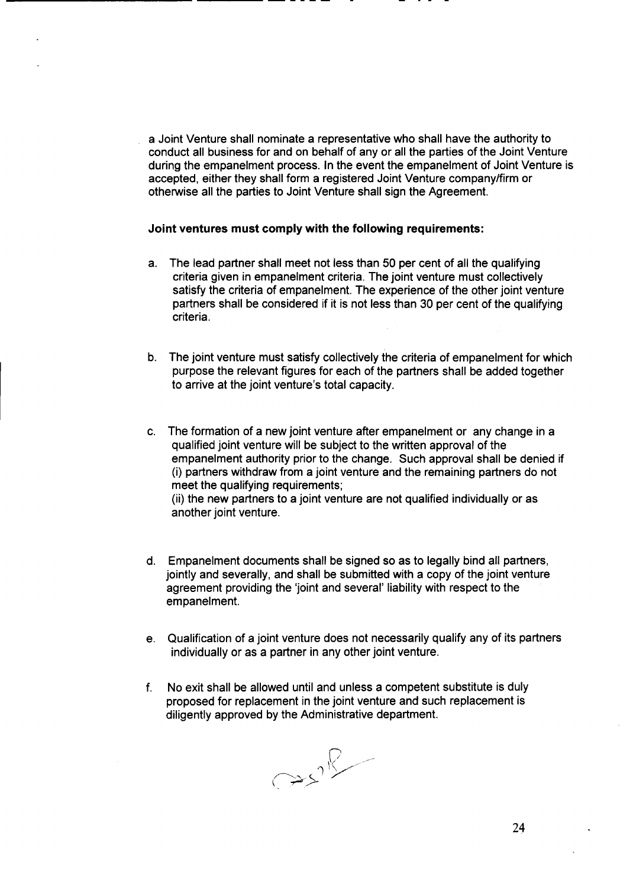a Joint Venture shall nominate a representative who shall have the authority to conduct all business for and on behalf of any or all the parties of the Joint Venture during the empanelment process. In the event the empanelment of Joint Venture is accepted, either they shall form a registered Joint Venture company/firm or otherwise all the parties to Joint Venture shall sign the Agreement.

**Joint ventures must comply with the following requirements:**

a. The lead partner shall meet not less than 50 per cent of all the qualifying criteria given in empanelment criteria. The joint venture must collectively satisfy the criteria of empanelment. The experience of the other joint venture partners shall be considered if it is not less than 30 per cent of the qualifying criteria.

b. The joint venture must satisfy collectively the criteria of empanelment for which purpose the relevant figures for each of the partners shall be added together to arrive at the joint venture's total capacity.

c. The formation of a new joint venture after empanelment or any change in a qualified joint venture will be subject to the written approval of the empanelment authority prior to the change. Such approval shall be denied if (i) partners withdraw from a joint venture and the remaining partners do not meet the qualifying requirements;
(ii) the new partners to a joint venture are not qualified individually or as another joint venture.

d. Empanelment documents shall be signed so as to legally bind all partners, jointly and severally, and shall be submitted with a copy of the joint venture agreement providing the 'joint and several' liability with respect to the empanelment.

e. Qualification of a joint venture does not necessarily qualify any of its partners individually or as a partner in any other joint venture.

f. No exit shall be allowed until and unless a competent substitute is duly proposed for replacement in the joint venture and such replacement is diligently approved by the Administrative department.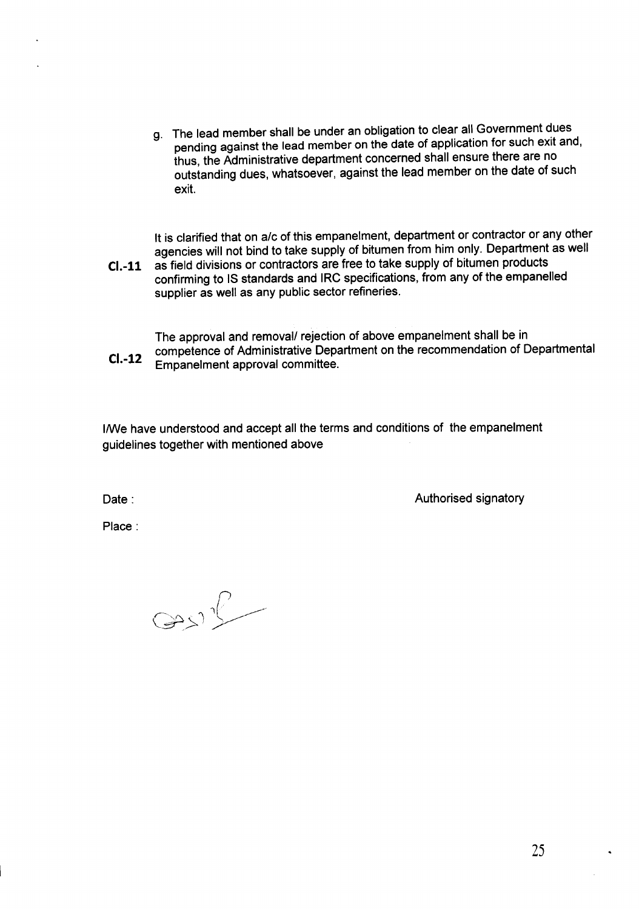g. The lead member shall be under an obligation to clear all Government dues pending against the lead member on the date of application for such exit and, thus, the Administrative department concerned shall ensure there are no outstanding dues, whatsoever, against the lead member on the date of such exit.

**Cl.-11** It is clarified that on a/c of this empanelment, department or contractor or any other agencies will not bind to take supply of bitumen from him only. Department as well as field divisions or contractors are free to take supply of bitumen products confirming to IS standards and IRC specifications, from any of the empanelled supplier as well as any public sector refineries.

**Cl.-12** The approval and removal/ rejection of above empanelment shall be in competence of Administrative Department on the recommendation of Departmental Empanelment approval committee.

I/We have understood and accept all the terms and conditions of the empanelment guidelines together with mentioned above

Date :

Authorised signatory

Place :